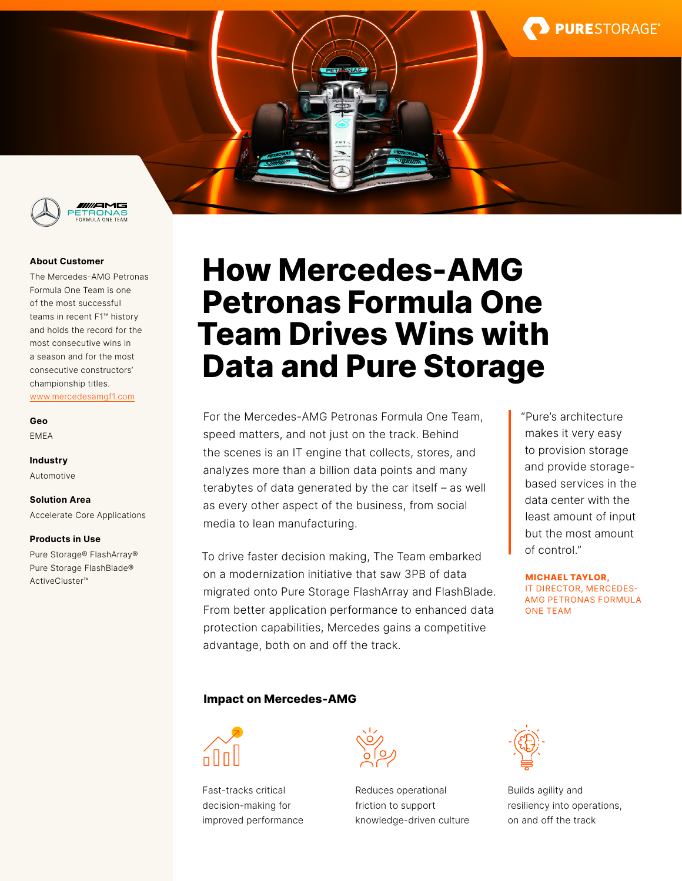# How Mercedes-AMG Petronas Formula One Team Drives Wins with Data and Pure Storage

**About Customer**

The Mercedes-AMG Petronas Formula One Team is one of the most successful teams in recent F1™ history and holds the record for the most consecutive wins in a season and for the most consecutive constructors' championship titles.

www.mercedesamgf1.com

**Geo**

EMEA

**Industry**

Automotive

**Solution Area**

Accelerate Core Applications

**Products in Use**

Pure Storage® FlashArray®
Pure Storage FlashBlade®
ActiveCluster™

For the Mercedes-AMG Petronas Formula One Team, speed matters, and not just on the track. Behind the scenes is an IT engine that collects, stores, and analyzes more than a billion data points and many terabytes of data generated by the car itself – as well as every other aspect of the business, from social media to lean manufacturing.

To drive faster decision making, The Team embarked on a modernization initiative that saw 3PB of data migrated onto Pure Storage FlashArray and FlashBlade. From better application performance to enhanced data protection capabilities, Mercedes gains a competitive advantage, both on and off the track.

> "Pure's architecture makes it very easy to provision storage and provide storage-based services in the data center with the least amount of input but the most amount of control."
>
> **MICHAEL TAYLOR,** IT DIRECTOR, MERCEDES-AMG PETRONAS FORMULA ONE TEAM

### Impact on Mercedes-AMG

- Fast-tracks critical decision-making for improved performance
- Reduces operational friction to support knowledge-driven culture
- Builds agility and resiliency into operations, on and off the track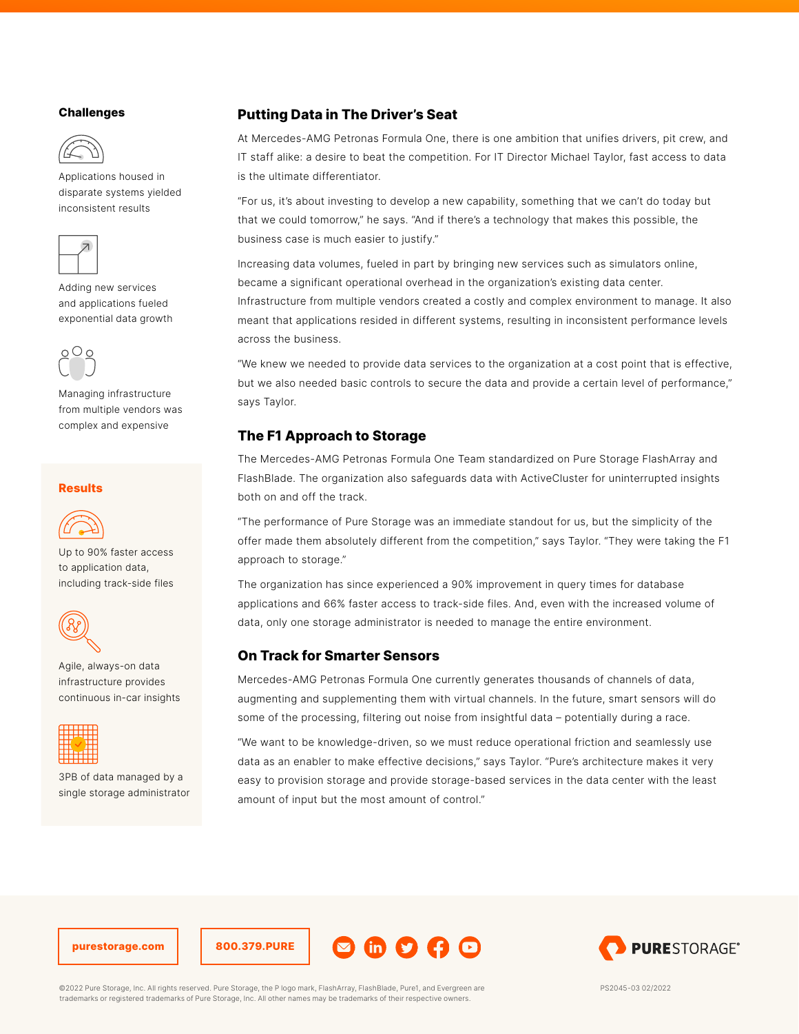## Challenges

Applications housed in disparate systems yielded inconsistent results

Adding new services and applications fueled exponential data growth

Managing infrastructure from multiple vendors was complex and expensive

## Results

Up to 90% faster access to application data, including track-side files

Agile, always-on data infrastructure provides continuous in-car insights

3PB of data managed by a single storage administrator

## Putting Data in The Driver's Seat

At Mercedes-AMG Petronas Formula One, there is one ambition that unifies drivers, pit crew, and IT staff alike: a desire to beat the competition. For IT Director Michael Taylor, fast access to data is the ultimate differentiator.

"For us, it's about investing to develop a new capability, something that we can't do today but that we could tomorrow," he says. "And if there's a technology that makes this possible, the business case is much easier to justify."

Increasing data volumes, fueled in part by bringing new services such as simulators online, became a significant operational overhead in the organization's existing data center. Infrastructure from multiple vendors created a costly and complex environment to manage. It also meant that applications resided in different systems, resulting in inconsistent performance levels across the business.

"We knew we needed to provide data services to the organization at a cost point that is effective, but we also needed basic controls to secure the data and provide a certain level of performance," says Taylor.

## The F1 Approach to Storage

The Mercedes-AMG Petronas Formula One Team standardized on Pure Storage FlashArray and FlashBlade. The organization also safeguards data with ActiveCluster for uninterrupted insights both on and off the track.

"The performance of Pure Storage was an immediate standout for us, but the simplicity of the offer made them absolutely different from the competition," says Taylor. "They were taking the F1 approach to storage."

The organization has since experienced a 90% improvement in query times for database applications and 66% faster access to track-side files. And, even with the increased volume of data, only one storage administrator is needed to manage the entire environment.

## On Track for Smarter Sensors

Mercedes-AMG Petronas Formula One currently generates thousands of channels of data, augmenting and supplementing them with virtual channels. In the future, smart sensors will do some of the processing, filtering out noise from insightful data – potentially during a race.

"We want to be knowledge-driven, so we must reduce operational friction and seamlessly use data as an enabler to make effective decisions," says Taylor. "Pure's architecture makes it very easy to provision storage and provide storage-based services in the data center with the least amount of input but the most amount of control."

purestorage.com

800.379.PURE

PURESTORAGE®

©2022 Pure Storage, Inc. All rights reserved. Pure Storage, the P logo mark, FlashArray, FlashBlade, Pure1, and Evergreen are trademarks or registered trademarks of Pure Storage, Inc. All other names may be trademarks of their respective owners.

PS2045-03 02/2022